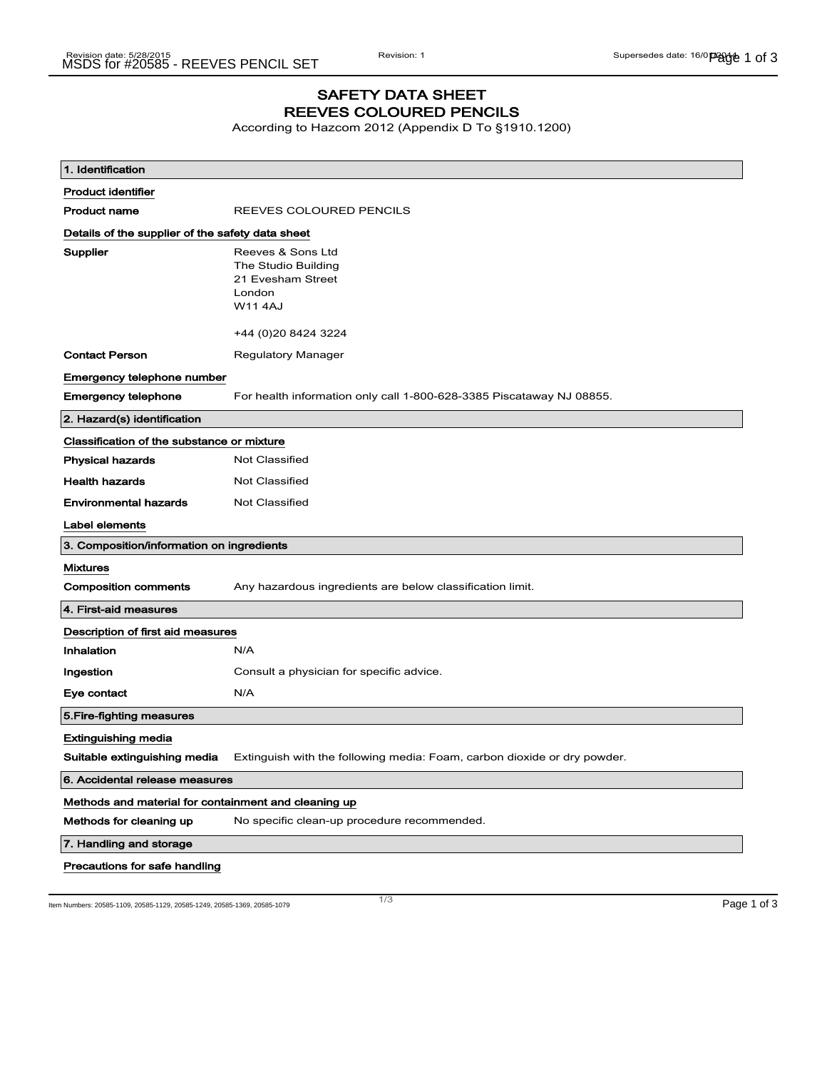# SAFETY DATA SHEET
# REEVES COLOURED PENCILS

According to Hazcom 2012 (Appendix D To §1910.1200)

## 1. Identification

**Product identifier**

| | |
|---|---|
| **Product name** | REEVES COLOURED PENCILS |

**Details of the supplier of the safety data sheet**

| | |
|---|---|
| **Supplier** | Reeves & Sons Ltd<br>The Studio Building<br>21 Evesham Street<br>London<br>W11 4AJ<br><br>+44 (0)20 8424 3224 |
| **Contact Person** | Regulatory Manager |

**Emergency telephone number**

| | |
|---|---|
| **Emergency telephone** | For health information only call 1-800-628-3385 Piscataway NJ 08855. |

## 2. Hazard(s) identification

**Classification of the substance or mixture**

| | |
|---|---|
| **Physical hazards** | Not Classified |
| **Health hazards** | Not Classified |
| **Environmental hazards** | Not Classified |

**Label elements**

## 3. Composition/information on ingredients

**Mixtures**

| | |
|---|---|
| **Composition comments** | Any hazardous ingredients are below classification limit. |

## 4. First-aid measures

**Description of first aid measures**

| | |
|---|---|
| **Inhalation** | N/A |
| **Ingestion** | Consult a physician for specific advice. |
| **Eye contact** | N/A |

## 5.Fire-fighting measures

**Extinguishing media**

| | |
|---|---|
| **Suitable extinguishing media** | Extinguish with the following media: Foam, carbon dioxide or dry powder. |

## 6. Accidental release measures

**Methods and material for containment and cleaning up**

| | |
|---|---|
| **Methods for cleaning up** | No specific clean-up procedure recommended. |

## 7. Handling and storage

**Precautions for safe handling**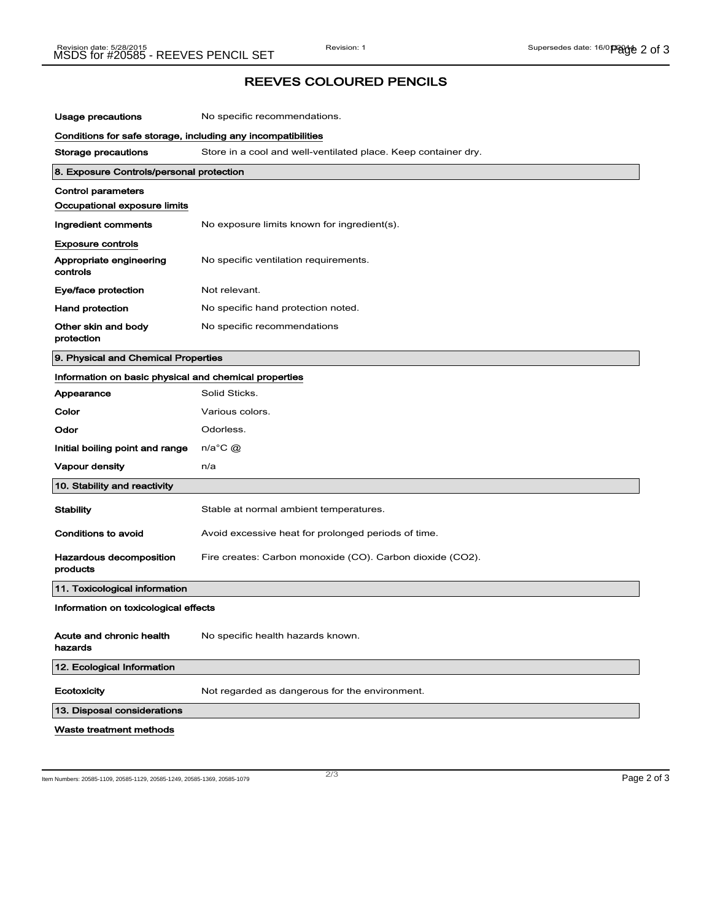## REEVES COLOURED PENCILS

**Usage precautions** No specific recommendations.

**Conditions for safe storage, including any incompatibilities**

**Storage precautions** Store in a cool and well-ventilated place. Keep container dry.

### 8. Exposure Controls/personal protection

**Control parameters**

**Occupational exposure limits**

**Ingredient comments** No exposure limits known for ingredient(s).

**Exposure controls**

**Appropriate engineering controls** No specific ventilation requirements.

**Eye/face protection** Not relevant.

**Hand protection** No specific hand protection noted.

**Other skin and body protection** No specific recommendations

### 9. Physical and Chemical Properties

**Information on basic physical and chemical properties**

**Appearance** Solid Sticks.

**Color** Various colors.

**Odor** Odorless.

**Initial boiling point and range** n/a°C @

**Vapour density** n/a

### 10. Stability and reactivity

**Stability** Stable at normal ambient temperatures.

**Conditions to avoid** Avoid excessive heat for prolonged periods of time.

**Hazardous decomposition products** Fire creates: Carbon monoxide (CO). Carbon dioxide ($CO_2$).

### 11. Toxicological information

**Information on toxicological effects**

**Acute and chronic health hazards** No specific health hazards known.

### 12. Ecological Information

**Ecotoxicity** Not regarded as dangerous for the environment.

### 13. Disposal considerations

**Waste treatment methods**

Item Numbers: 20585-1109, 20585-1129, 20585-1249, 20585-1369, 20585-1079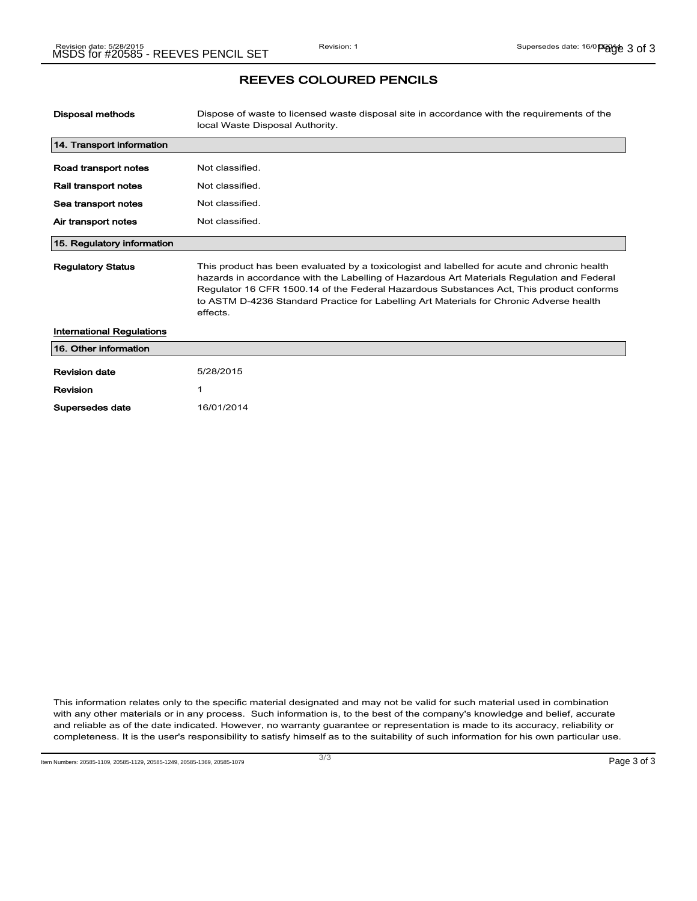## REEVES COLOURED PENCILS

| | |
|---|---|
| **Disposal methods** | Dispose of waste to licensed waste disposal site in accordance with the requirements of the local Waste Disposal Authority. |

### 14. Transport information

| | |
|---|---|
| **Road transport notes** | Not classified. |
| **Rail transport notes** | Not classified. |
| **Sea transport notes** | Not classified. |
| **Air transport notes** | Not classified. |

### 15. Regulatory information

| | |
|---|---|
| **Regulatory Status** | This product has been evaluated by a toxicologist and labelled for acute and chronic health hazards in accordance with the Labelling of Hazardous Art Materials Regulation and Federal Regulator 16 CFR 1500.14 of the Federal Hazardous Substances Act, This product conforms to ASTM D-4236 Standard Practice for Labelling Art Materials for Chronic Adverse health effects. |

**International Regulations**

### 16. Other information

| | |
|---|---|
| **Revision date** | 5/28/2015 |
| **Revision** | 1 |
| **Supersedes date** | 16/01/2014 |

This information relates only to the specific material designated and may not be valid for such material used in combination with any other materials or in any process. Such information is, to the best of the company's knowledge and belief, accurate and reliable as of the date indicated. However, no warranty guarantee or representation is made to its accuracy, reliability or completeness. It is the user's responsibility to satisfy himself as to the suitability of such information for his own particular use.

Item Numbers: 20585-1109, 20585-1129, 20585-1249, 20585-1369, 20585-1079